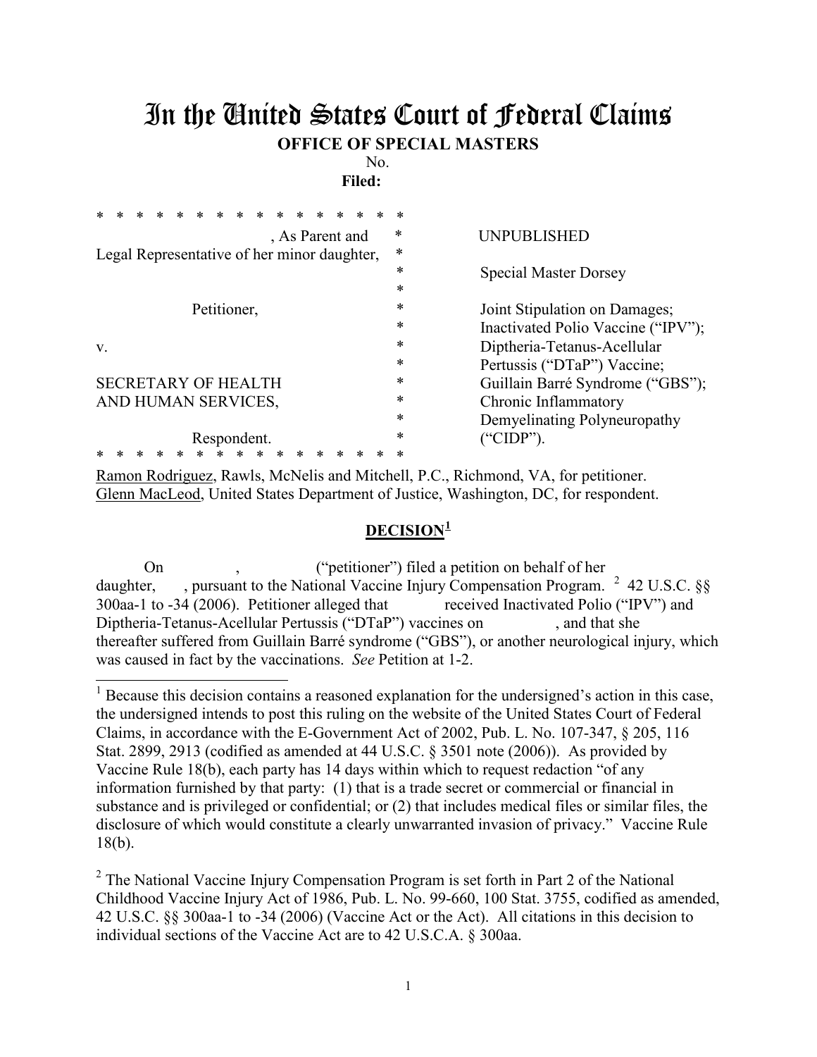# In the United States Court of Federal Claims

**OFFICE OF SPECIAL MASTERS**

No.

**Filed:**

| | |
|---|---|
| , As Parent and Legal Representative of her minor daughter, | UNPUBLISHED |
| | Special Master Dorsey |
| Petitioner, | Joint Stipulation on Damages; Inactivated Polio Vaccine ("IPV"); Diptheria-Tetanus-Acellular Pertussis ("DTaP") Vaccine; Guillain Barré Syndrome ("GBS"); Chronic Inflammatory Demyelinating Polyneuropathy ("CIDP"). |
| v. | |
| SECRETARY OF HEALTH AND HUMAN SERVICES, | |
| Respondent. | |

Ramon Rodriguez, Rawls, McNelis and Mitchell, P.C., Richmond, VA, for petitioner.
Glenn MacLeod, United States Department of Justice, Washington, DC, for respondent.

## DECISION[1]

On , ("petitioner") filed a petition on behalf of her daughter, , pursuant to the National Vaccine Injury Compensation Program. [2] 42 U.S.C. §§ 300aa-1 to -34 (2006). Petitioner alleged that received Inactivated Polio ("IPV") and Diptheria-Tetanus-Acellular Pertussis ("DTaP") vaccines on , and that she thereafter suffered from Guillain Barré syndrome ("GBS"), or another neurological injury, which was caused in fact by the vaccinations. *See* Petition at 1-2.

---

[1] Because this decision contains a reasoned explanation for the undersigned's action in this case, the undersigned intends to post this ruling on the website of the United States Court of Federal Claims, in accordance with the E-Government Act of 2002, Pub. L. No. 107-347, § 205, 116 Stat. 2899, 2913 (codified as amended at 44 U.S.C. § 3501 note (2006)). As provided by Vaccine Rule 18(b), each party has 14 days within which to request redaction "of any information furnished by that party: (1) that is a trade secret or commercial or financial in substance and is privileged or confidential; or (2) that includes medical files or similar files, the disclosure of which would constitute a clearly unwarranted invasion of privacy." Vaccine Rule 18(b).

[2] The National Vaccine Injury Compensation Program is set forth in Part 2 of the National Childhood Vaccine Injury Act of 1986, Pub. L. No. 99-660, 100 Stat. 3755, codified as amended, 42 U.S.C. §§ 300aa-1 to -34 (2006) (Vaccine Act or the Act). All citations in this decision to individual sections of the Vaccine Act are to 42 U.S.C.A. § 300aa.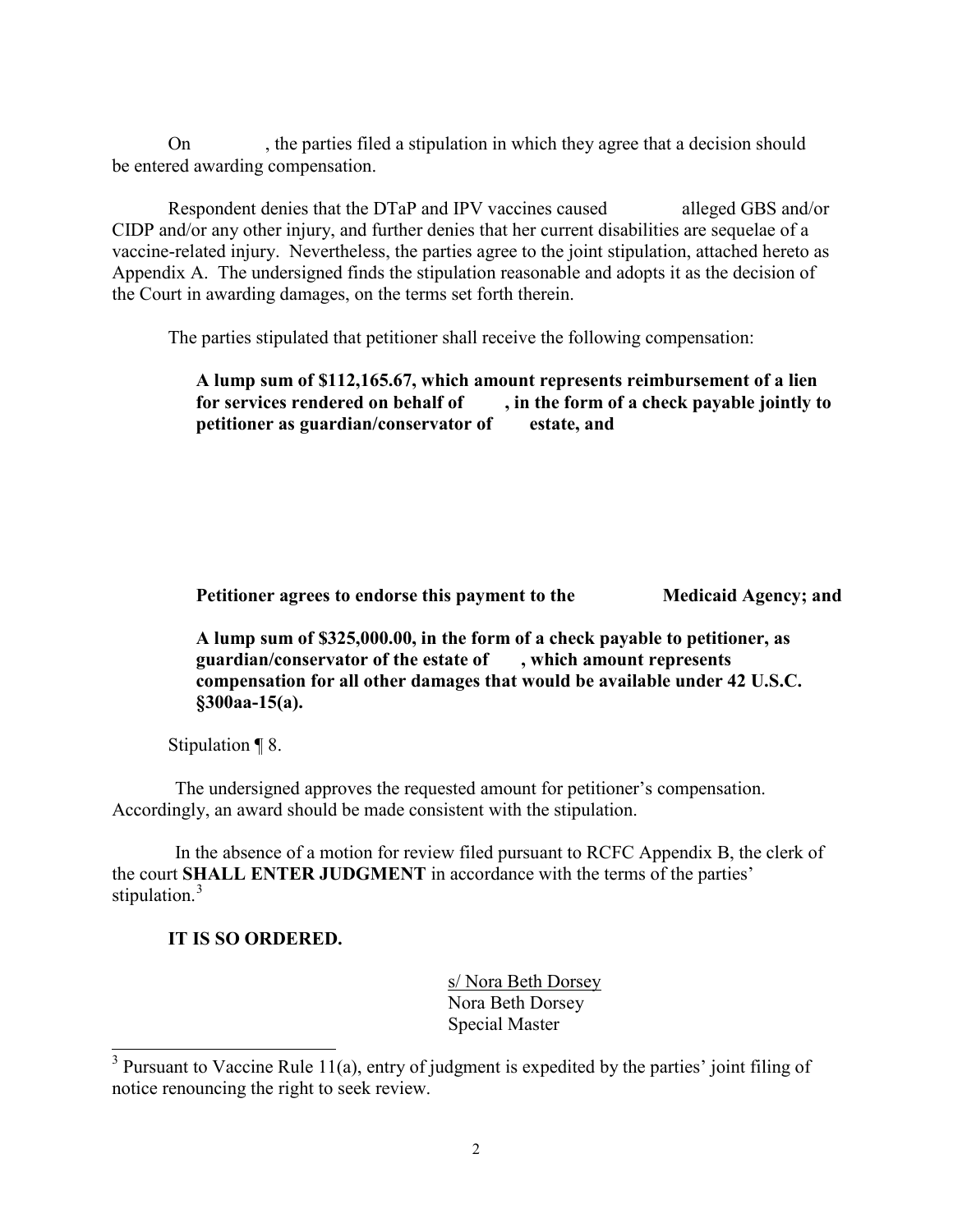On , the parties filed a stipulation in which they agree that a decision should be entered awarding compensation.

Respondent denies that the DTaP and IPV vaccines caused alleged GBS and/or CIDP and/or any other injury, and further denies that her current disabilities are sequelae of a vaccine-related injury. Nevertheless, the parties agree to the joint stipulation, attached hereto as Appendix A. The undersigned finds the stipulation reasonable and adopts it as the decision of the Court in awarding damages, on the terms set forth therein.

The parties stipulated that petitioner shall receive the following compensation:

> **A lump sum of $112,165.67, which amount represents reimbursement of a lien for services rendered on behalf of , in the form of a check payable jointly to petitioner as guardian/conservator of estate, and**
>
> **Petitioner agrees to endorse this payment to the Medicaid Agency; and**
>
> **A lump sum of $325,000.00, in the form of a check payable to petitioner, as guardian/conservator of the estate of , which amount represents compensation for all other damages that would be available under 42 U.S.C. §300aa-15(a).**

Stipulation ¶ 8.

The undersigned approves the requested amount for petitioner's compensation. Accordingly, an award should be made consistent with the stipulation.

In the absence of a motion for review filed pursuant to RCFC Appendix B, the clerk of the court **SHALL ENTER JUDGMENT** in accordance with the terms of the parties' stipulation.[3]

**IT IS SO ORDERED.**

s/ Nora Beth Dorsey
Nora Beth Dorsey
Special Master

[3] Pursuant to Vaccine Rule 11(a), entry of judgment is expedited by the parties' joint filing of notice renouncing the right to seek review.